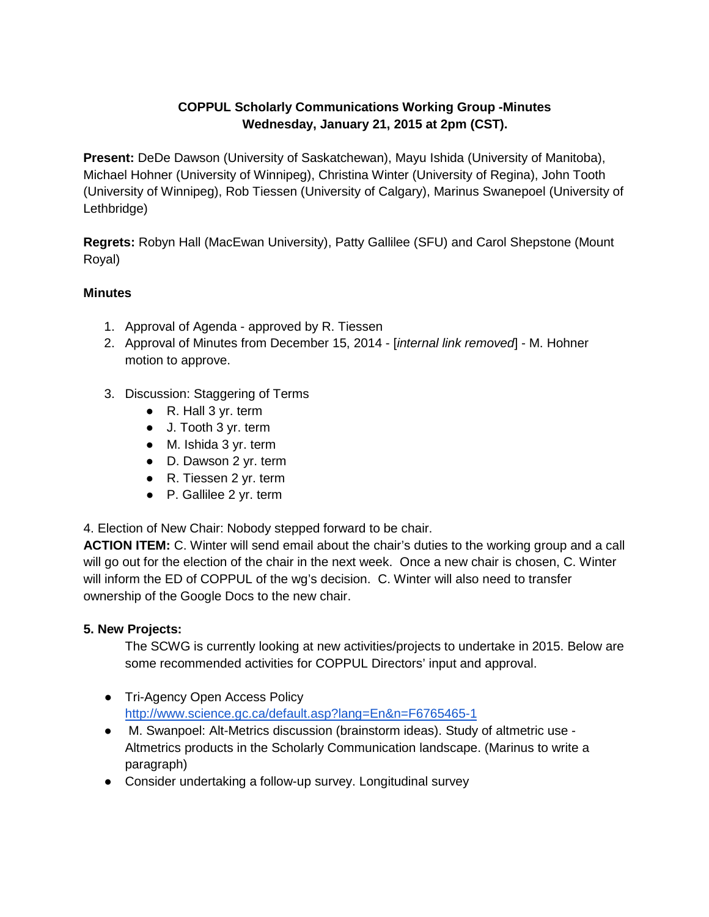**COPPUL Scholarly Communications Working Group -Minutes**
**Wednesday, January 21, 2015 at 2pm (CST).**

**Present:** DeDe Dawson (University of Saskatchewan), Mayu Ishida (University of Manitoba), Michael Hohner (University of Winnipeg), Christina Winter (University of Regina), John Tooth (University of Winnipeg), Rob Tiessen (University of Calgary), Marinus Swanepoel (University of Lethbridge)

**Regrets:** Robyn Hall (MacEwan University), Patty Gallilee (SFU) and Carol Shepstone (Mount Royal)

**Minutes**

1. Approval of Agenda - approved by R. Tiessen
2. Approval of Minutes from December 15, 2014 - [*internal link removed*] - M. Hohner motion to approve.
3. Discussion: Staggering of Terms
   - R. Hall 3 yr. term
   - J. Tooth 3 yr. term
   - M. Ishida 3 yr. term
   - D. Dawson 2 yr. term
   - R. Tiessen 2 yr. term
   - P. Gallilee 2 yr. term

4. Election of New Chair: Nobody stepped forward to be chair.
**ACTION ITEM:** C. Winter will send email about the chair's duties to the working group and a call will go out for the election of the chair in the next week. Once a new chair is chosen, C. Winter will inform the ED of COPPUL of the wg's decision. C. Winter will also need to transfer ownership of the Google Docs to the new chair.

**5. New Projects:**

The SCWG is currently looking at new activities/projects to undertake in 2015. Below are some recommended activities for COPPUL Directors' input and approval.

- Tri-Agency Open Access Policy http://www.science.gc.ca/default.asp?lang=En&n=F6765465-1
- M. Swanpoel: Alt-Metrics discussion (brainstorm ideas). Study of altmetric use - Altmetrics products in the Scholarly Communication landscape. (Marinus to write a paragraph)
- Consider undertaking a follow-up survey. Longitudinal survey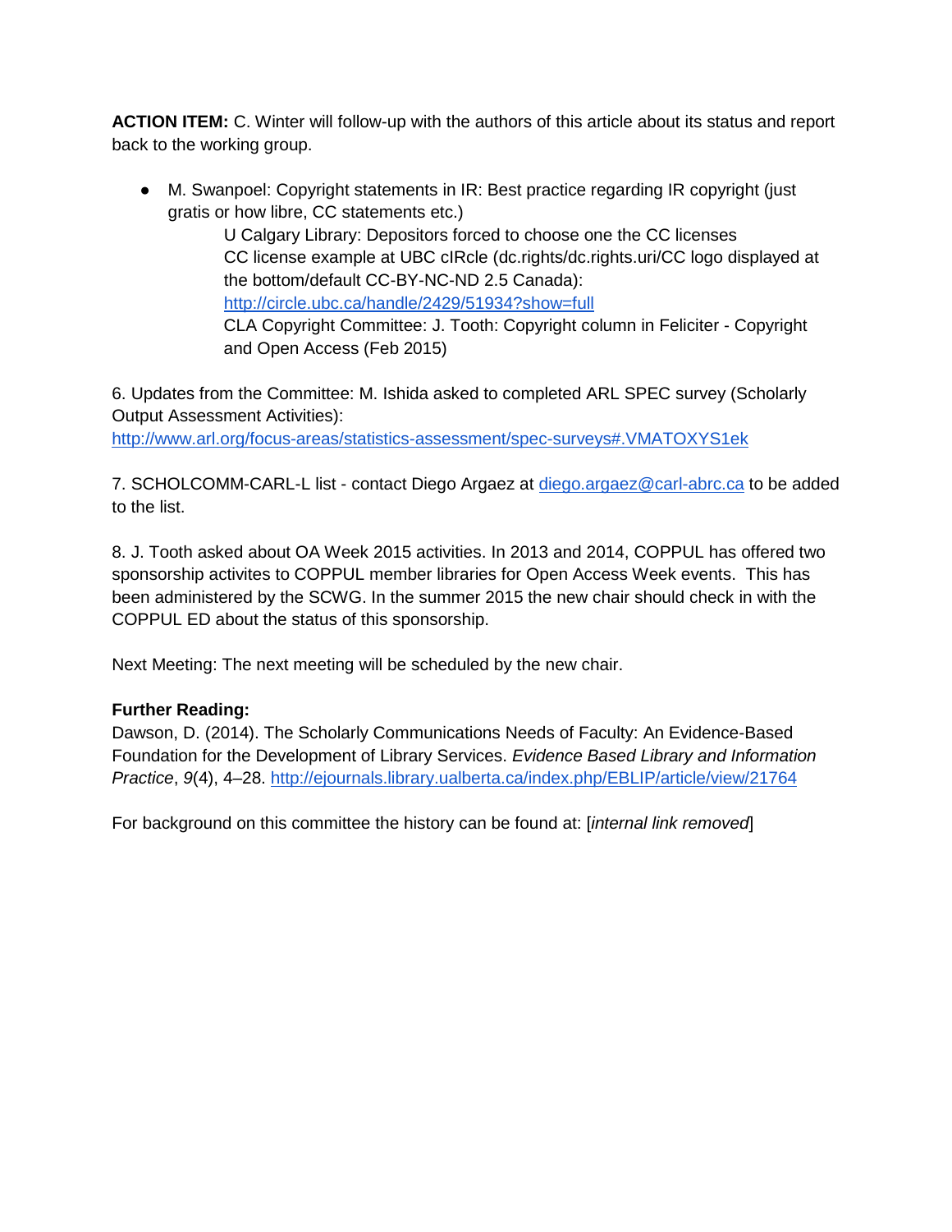**ACTION ITEM:** C. Winter will follow-up with the authors of this article about its status and report back to the working group.

- M. Swanpoel: Copyright statements in IR: Best practice regarding IR copyright (just gratis or how libre, CC statements etc.)
  - U Calgary Library: Depositors forced to choose one the CC licenses
  - CC license example at UBC cIRcle (dc.rights/dc.rights.uri/CC logo displayed at the bottom/default CC-BY-NC-ND 2.5 Canada): http://circle.ubc.ca/handle/2429/51934?show=full
  - CLA Copyright Committee: J. Tooth: Copyright column in Feliciter - Copyright and Open Access (Feb 2015)

6. Updates from the Committee: M. Ishida asked to completed ARL SPEC survey (Scholarly Output Assessment Activities): http://www.arl.org/focus-areas/statistics-assessment/spec-surveys#.VMATOXYS1ek

7. SCHOLCOMM-CARL-L list - contact Diego Argaez at diego.argaez@carl-abrc.ca to be added to the list.

8. J. Tooth asked about OA Week 2015 activities. In 2013 and 2014, COPPUL has offered two sponsorship activites to COPPUL member libraries for Open Access Week events. This has been administered by the SCWG. In the summer 2015 the new chair should check in with the COPPUL ED about the status of this sponsorship.

Next Meeting: The next meeting will be scheduled by the new chair.

**Further Reading:**
Dawson, D. (2014). The Scholarly Communications Needs of Faculty: An Evidence-Based Foundation for the Development of Library Services. *Evidence Based Library and Information Practice*, *9*(4), 4–28. http://ejournals.library.ualberta.ca/index.php/EBLIP/article/view/21764

For background on this committee the history can be found at: [*internal link removed*]